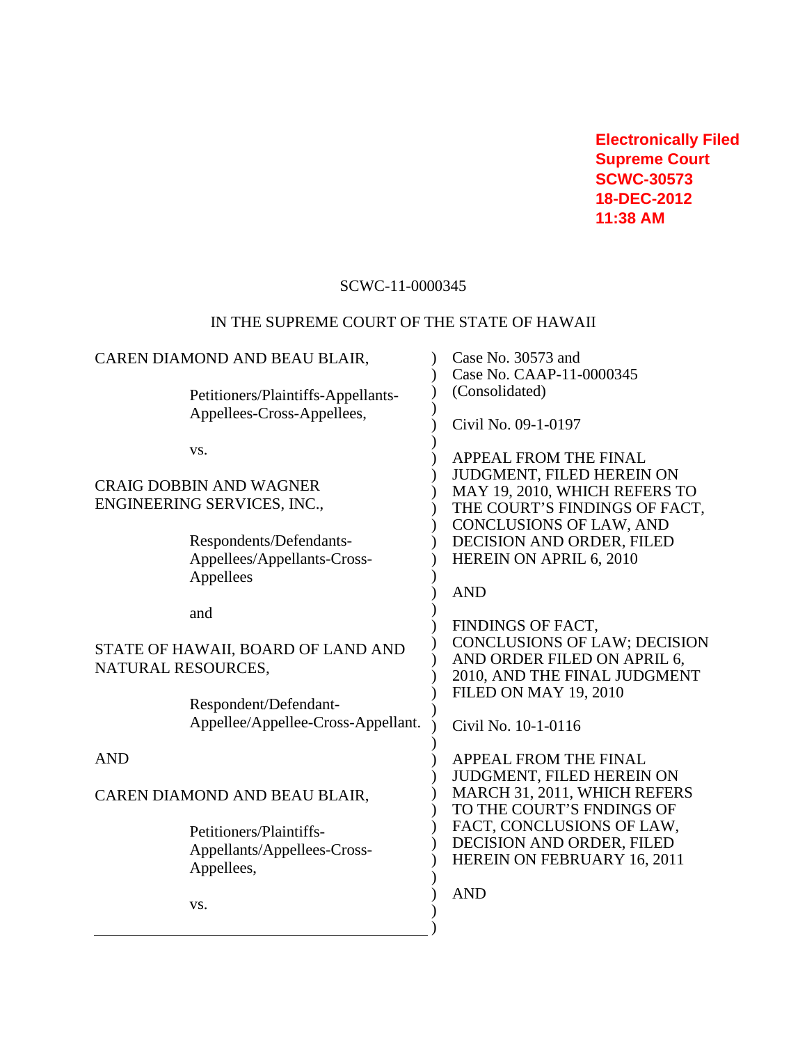**Electronically Filed**
**Supreme Court**
**SCWC-30573**
**18-DEC-2012**
**11:38 AM**

SCWC-11-0000345

IN THE SUPREME COURT OF THE STATE OF HAWAII

CAREN DIAMOND AND BEAU BLAIR,

Petitioners/Plaintiffs-Appellants-Appellees-Cross-Appellees,

vs.

CRAIG DOBBIN AND WAGNER ENGINEERING SERVICES, INC.,

Respondents/Defendants-Appellees/Appellants-Cross-Appellees

and

STATE OF HAWAII, BOARD OF LAND AND NATURAL RESOURCES,

Respondent/Defendant-Appellee/Appellee-Cross-Appellant.

AND

CAREN DIAMOND AND BEAU BLAIR,

Petitioners/Plaintiffs-Appellants/Appellees-Cross-Appellees,

vs.

---

Case No. 30573 and
Case No. CAAP-11-0000345
(Consolidated)

Civil No. 09-1-0197

APPEAL FROM THE FINAL JUDGMENT, FILED HEREIN ON MAY 19, 2010, WHICH REFERS TO THE COURT'S FINDINGS OF FACT, CONCLUSIONS OF LAW, AND DECISION AND ORDER, FILED HEREIN ON APRIL 6, 2010

AND

FINDINGS OF FACT, CONCLUSIONS OF LAW; DECISION AND ORDER FILED ON APRIL 6, 2010, AND THE FINAL JUDGMENT FILED ON MAY 19, 2010

Civil No. 10-1-0116

APPEAL FROM THE FINAL JUDGMENT, FILED HEREIN ON MARCH 31, 2011, WHICH REFERS TO THE COURT'S FNDINGS OF FACT, CONCLUSIONS OF LAW, DECISION AND ORDER, FILED HEREIN ON FEBRUARY 16, 2011

AND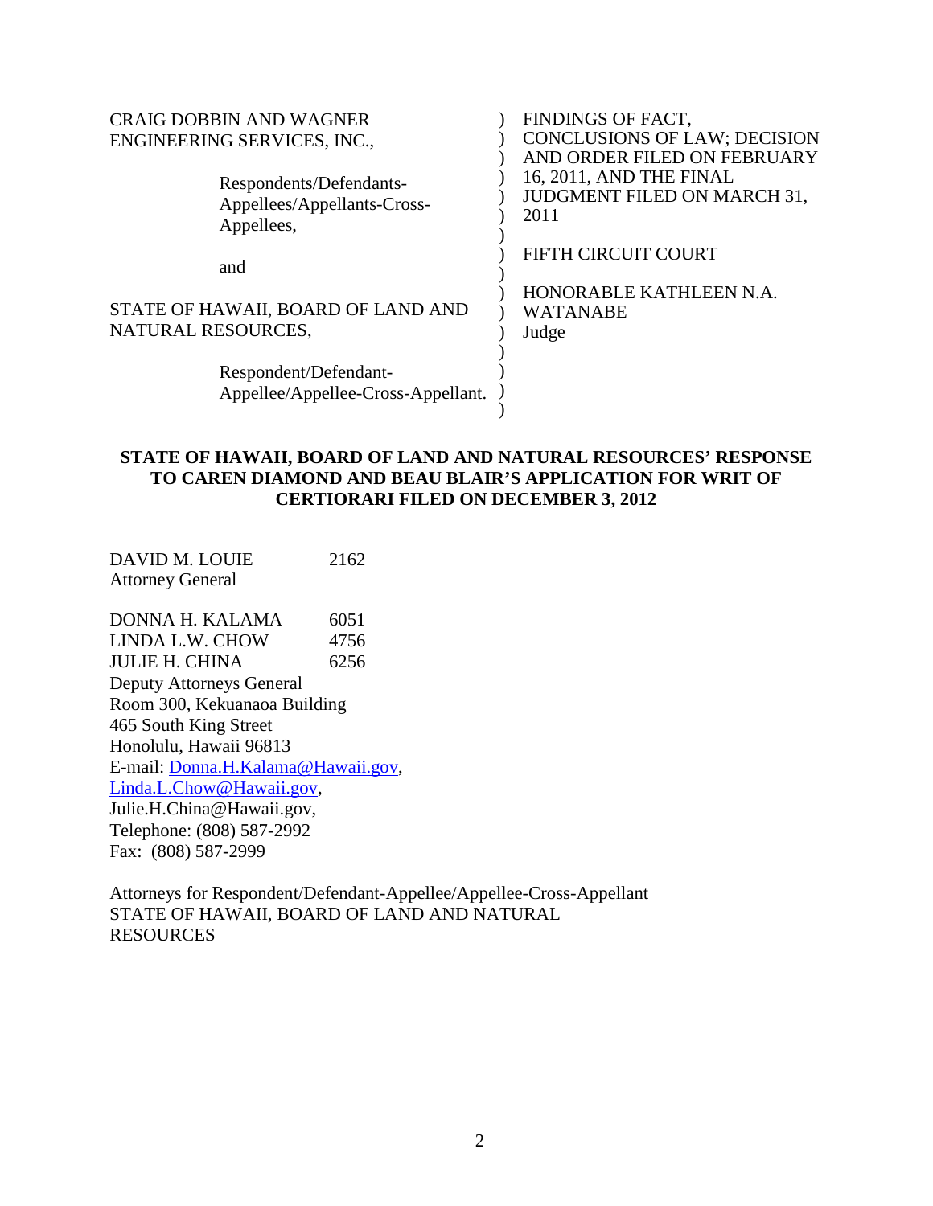| | |
|---|---|
| CRAIG DOBBIN AND WAGNER ENGINEERING SERVICES, INC., | FINDINGS OF FACT, CONCLUSIONS OF LAW; DECISION AND ORDER FILED ON FEBRUARY 16, 2011, AND THE FINAL JUDGMENT FILED ON MARCH 31, 2011 |
| Respondents/Defendants-Appellees/Appellants-Cross-Appellees, | |
| and | FIFTH CIRCUIT COURT |
| STATE OF HAWAII, BOARD OF LAND AND NATURAL RESOURCES, | HONORABLE KATHLEEN N.A. WATANABE Judge |
| Respondent/Defendant-Appellee/Appellee-Cross-Appellant. | |

**STATE OF HAWAII, BOARD OF LAND AND NATURAL RESOURCES' RESPONSE TO CAREN DIAMOND AND BEAU BLAIR'S APPLICATION FOR WRIT OF CERTIORARI FILED ON DECEMBER 3, 2012**

DAVID M. LOUIE 2162
Attorney General

DONNA H. KALAMA 6051
LINDA L.W. CHOW 4756
JULIE H. CHINA 6256
Deputy Attorneys General
Room 300, Kekuanaoa Building
465 South King Street
Honolulu, Hawaii 96813
E-mail: Donna.H.Kalama@Hawaii.gov,
Linda.L.Chow@Hawaii.gov,
Julie.H.China@Hawaii.gov,
Telephone: (808) 587-2992
Fax: (808) 587-2999

Attorneys for Respondent/Defendant-Appellee/Appellee-Cross-Appellant
STATE OF HAWAII, BOARD OF LAND AND NATURAL RESOURCES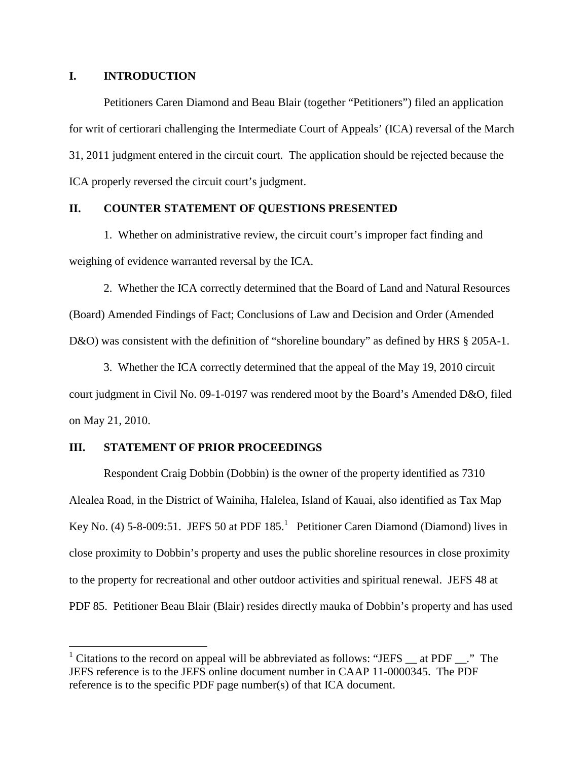## I. INTRODUCTION

Petitioners Caren Diamond and Beau Blair (together "Petitioners") filed an application for writ of certiorari challenging the Intermediate Court of Appeals' (ICA) reversal of the March 31, 2011 judgment entered in the circuit court. The application should be rejected because the ICA properly reversed the circuit court's judgment.

## II. COUNTER STATEMENT OF QUESTIONS PRESENTED

1. Whether on administrative review, the circuit court's improper fact finding and weighing of evidence warranted reversal by the ICA.

2. Whether the ICA correctly determined that the Board of Land and Natural Resources (Board) Amended Findings of Fact; Conclusions of Law and Decision and Order (Amended D&O) was consistent with the definition of "shoreline boundary" as defined by HRS § 205A-1.

3. Whether the ICA correctly determined that the appeal of the May 19, 2010 circuit court judgment in Civil No. 09-1-0197 was rendered moot by the Board's Amended D&O, filed on May 21, 2010.

## III. STATEMENT OF PRIOR PROCEEDINGS

Respondent Craig Dobbin (Dobbin) is the owner of the property identified as 7310 Alealea Road, in the District of Wainiha, Halelea, Island of Kauai, also identified as Tax Map Key No. (4) 5-8-009:51. JEFS 50 at PDF 185.[1] Petitioner Caren Diamond (Diamond) lives in close proximity to Dobbin's property and uses the public shoreline resources in close proximity to the property for recreational and other outdoor activities and spiritual renewal. JEFS 48 at PDF 85. Petitioner Beau Blair (Blair) resides directly mauka of Dobbin's property and has used

---

[1] Citations to the record on appeal will be abbreviated as follows: "JEFS __ at PDF __." The JEFS reference is to the JEFS online document number in CAAP 11-0000345. The PDF reference is to the specific PDF page number(s) of that ICA document.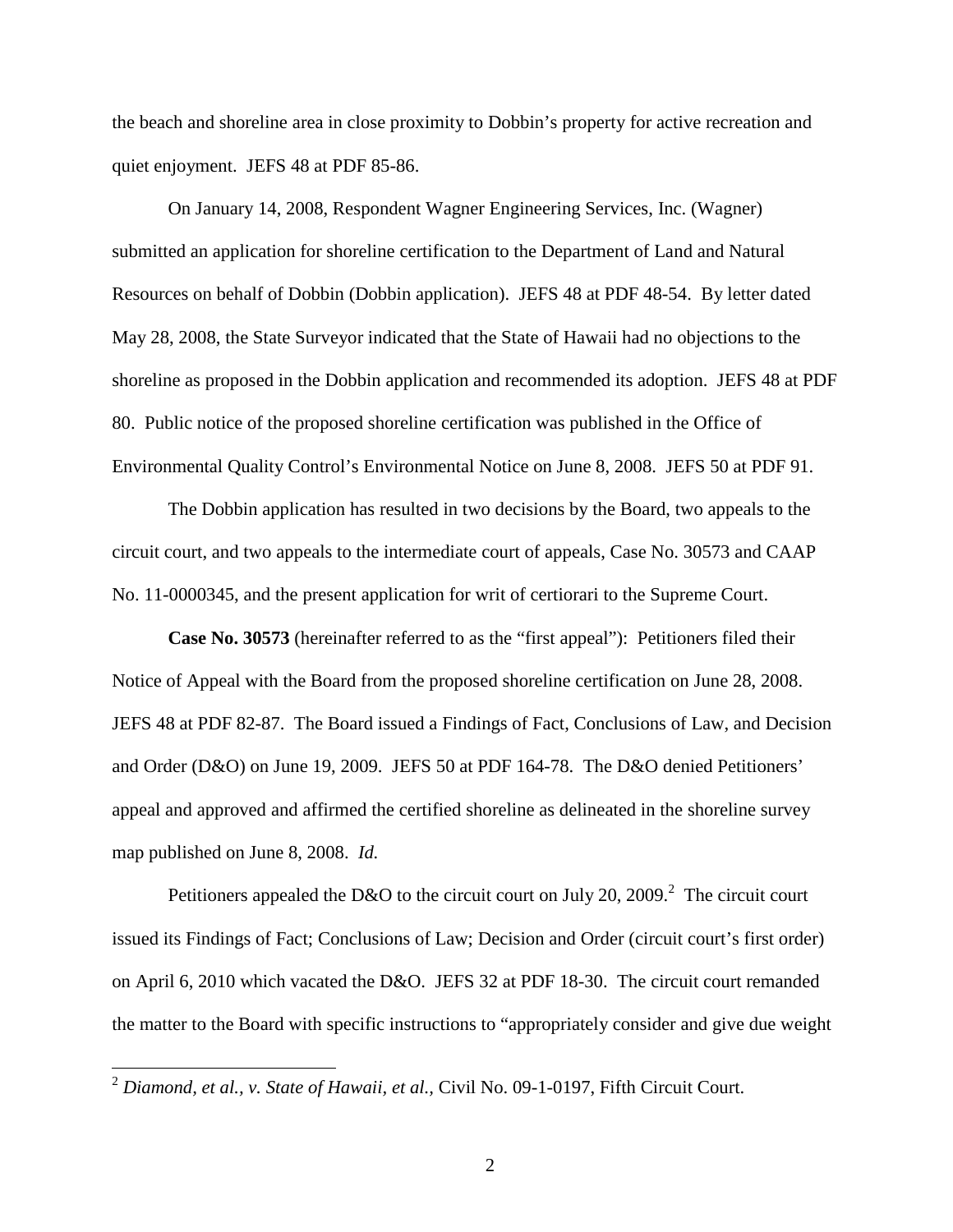the beach and shoreline area in close proximity to Dobbin's property for active recreation and quiet enjoyment. JEFS 48 at PDF 85-86.

On January 14, 2008, Respondent Wagner Engineering Services, Inc. (Wagner) submitted an application for shoreline certification to the Department of Land and Natural Resources on behalf of Dobbin (Dobbin application). JEFS 48 at PDF 48-54. By letter dated May 28, 2008, the State Surveyor indicated that the State of Hawaii had no objections to the shoreline as proposed in the Dobbin application and recommended its adoption. JEFS 48 at PDF 80. Public notice of the proposed shoreline certification was published in the Office of Environmental Quality Control's Environmental Notice on June 8, 2008. JEFS 50 at PDF 91.

The Dobbin application has resulted in two decisions by the Board, two appeals to the circuit court, and two appeals to the intermediate court of appeals, Case No. 30573 and CAAP No. 11-0000345, and the present application for writ of certiorari to the Supreme Court.

**Case No. 30573** (hereinafter referred to as the "first appeal"): Petitioners filed their Notice of Appeal with the Board from the proposed shoreline certification on June 28, 2008. JEFS 48 at PDF 82-87. The Board issued a Findings of Fact, Conclusions of Law, and Decision and Order (D&O) on June 19, 2009. JEFS 50 at PDF 164-78. The D&O denied Petitioners' appeal and approved and affirmed the certified shoreline as delineated in the shoreline survey map published on June 8, 2008. *Id.*

Petitioners appealed the D&O to the circuit court on July 20, 2009.[2] The circuit court issued its Findings of Fact; Conclusions of Law; Decision and Order (circuit court's first order) on April 6, 2010 which vacated the D&O. JEFS 32 at PDF 18-30. The circuit court remanded the matter to the Board with specific instructions to "appropriately consider and give due weight

[2] *Diamond, et al., v. State of Hawaii, et al.,* Civil No. 09-1-0197, Fifth Circuit Court.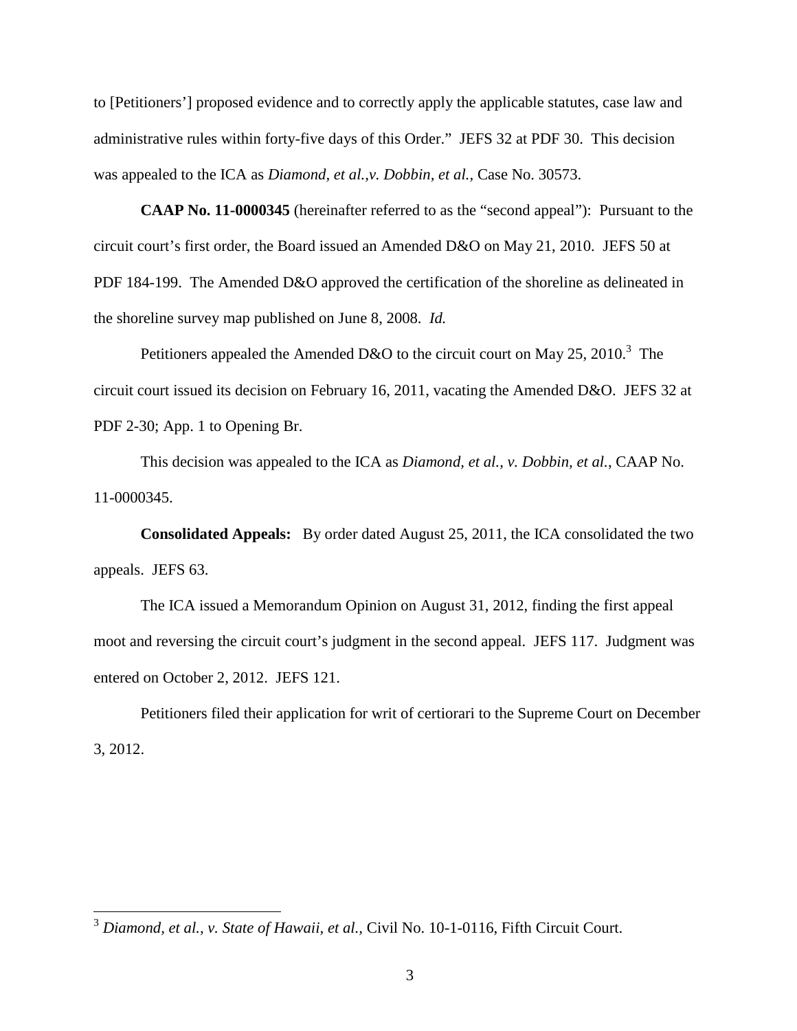to [Petitioners'] proposed evidence and to correctly apply the applicable statutes, case law and administrative rules within forty-five days of this Order." JEFS 32 at PDF 30. This decision was appealed to the ICA as *Diamond, et al.,v. Dobbin, et al.,* Case No. 30573.

**CAAP No. 11-0000345** (hereinafter referred to as the "second appeal"): Pursuant to the circuit court's first order, the Board issued an Amended D&O on May 21, 2010. JEFS 50 at PDF 184-199. The Amended D&O approved the certification of the shoreline as delineated in the shoreline survey map published on June 8, 2008. *Id.*

Petitioners appealed the Amended D&O to the circuit court on May 25, 2010.[3] The circuit court issued its decision on February 16, 2011, vacating the Amended D&O. JEFS 32 at PDF 2-30; App. 1 to Opening Br.

This decision was appealed to the ICA as *Diamond, et al., v. Dobbin, et al.*, CAAP No. 11-0000345.

**Consolidated Appeals:** By order dated August 25, 2011, the ICA consolidated the two appeals. JEFS 63.

The ICA issued a Memorandum Opinion on August 31, 2012, finding the first appeal moot and reversing the circuit court's judgment in the second appeal. JEFS 117. Judgment was entered on October 2, 2012. JEFS 121.

Petitioners filed their application for writ of certiorari to the Supreme Court on December 3, 2012.

[3] *Diamond, et al., v. State of Hawaii, et al.,* Civil No. 10-1-0116, Fifth Circuit Court.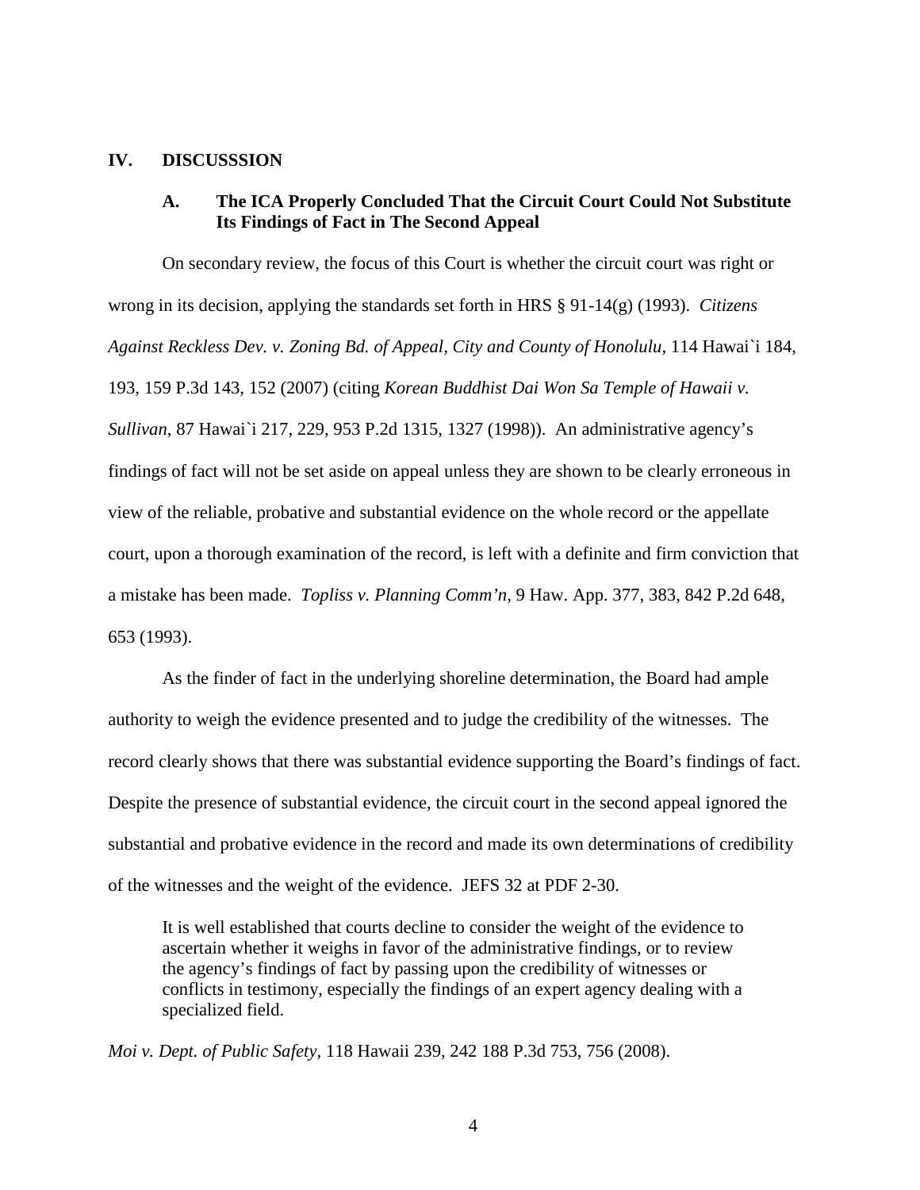## IV. DISCUSSSION

### A. The ICA Properly Concluded That the Circuit Court Could Not Substitute Its Findings of Fact in The Second Appeal

On secondary review, the focus of this Court is whether the circuit court was right or wrong in its decision, applying the standards set forth in HRS § 91-14(g) (1993). *Citizens Against Reckless Dev. v. Zoning Bd. of Appeal, City and County of Honolulu*, 114 Hawai`i 184, 193, 159 P.3d 143, 152 (2007) (citing *Korean Buddhist Dai Won Sa Temple of Hawaii v. Sullivan*, 87 Hawai`i 217, 229, 953 P.2d 1315, 1327 (1998)). An administrative agency's findings of fact will not be set aside on appeal unless they are shown to be clearly erroneous in view of the reliable, probative and substantial evidence on the whole record or the appellate court, upon a thorough examination of the record, is left with a definite and firm conviction that a mistake has been made. *Topliss v. Planning Comm'n*, 9 Haw. App. 377, 383, 842 P.2d 648, 653 (1993).

As the finder of fact in the underlying shoreline determination, the Board had ample authority to weigh the evidence presented and to judge the credibility of the witnesses. The record clearly shows that there was substantial evidence supporting the Board's findings of fact. Despite the presence of substantial evidence, the circuit court in the second appeal ignored the substantial and probative evidence in the record and made its own determinations of credibility of the witnesses and the weight of the evidence. JEFS 32 at PDF 2-30.

> It is well established that courts decline to consider the weight of the evidence to ascertain whether it weighs in favor of the administrative findings, or to review the agency's findings of fact by passing upon the credibility of witnesses or conflicts in testimony, especially the findings of an expert agency dealing with a specialized field.

*Moi v. Dept. of Public Safety*, 118 Hawaii 239, 242 188 P.3d 753, 756 (2008).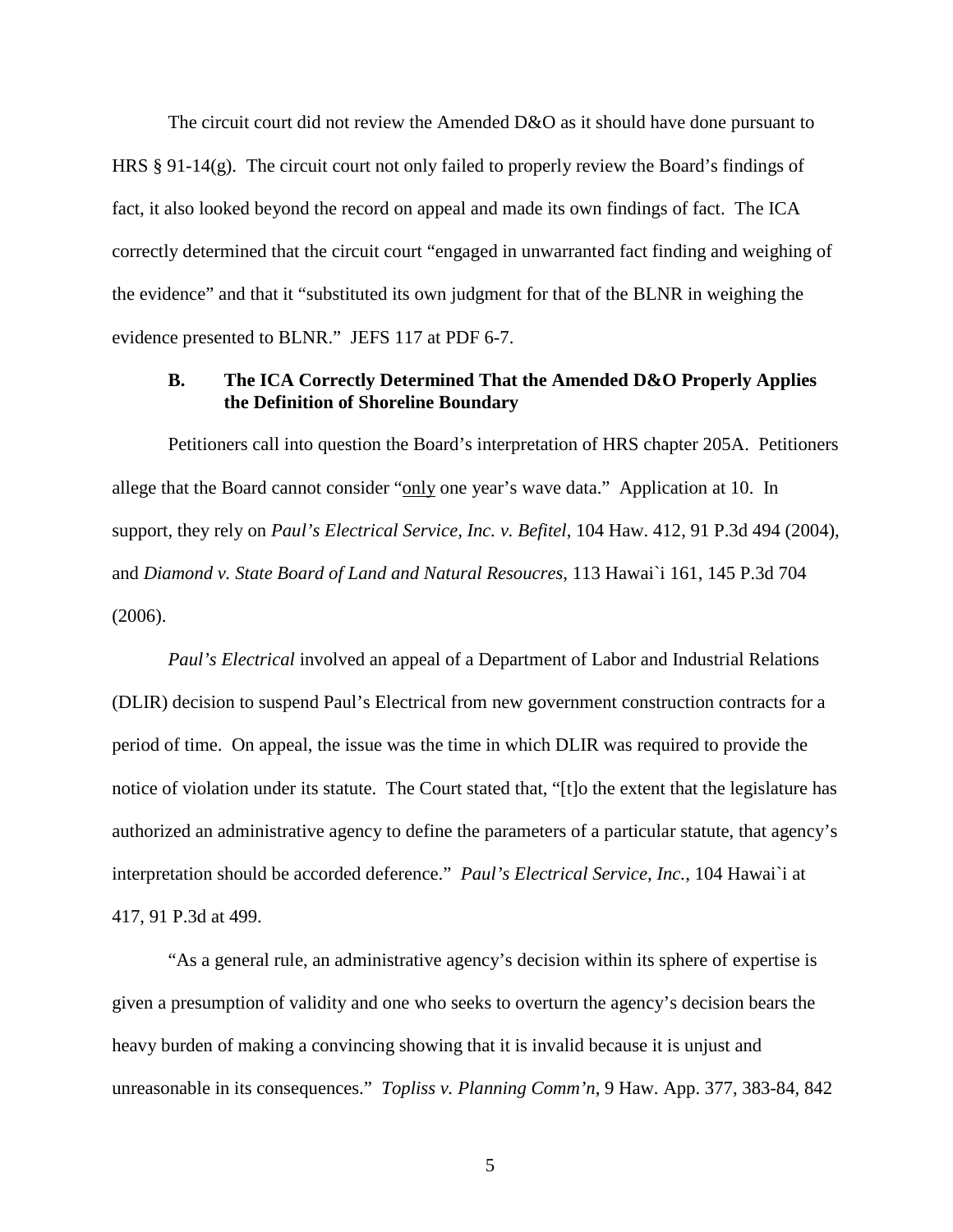The circuit court did not review the Amended D&O as it should have done pursuant to HRS § 91-14(g). The circuit court not only failed to properly review the Board's findings of fact, it also looked beyond the record on appeal and made its own findings of fact. The ICA correctly determined that the circuit court "engaged in unwarranted fact finding and weighing of the evidence" and that it "substituted its own judgment for that of the BLNR in weighing the evidence presented to BLNR." JEFS 117 at PDF 6-7.

### B. The ICA Correctly Determined That the Amended D&O Properly Applies the Definition of Shoreline Boundary

Petitioners call into question the Board's interpretation of HRS chapter 205A. Petitioners allege that the Board cannot consider "<u>only</u> one year's wave data." Application at 10. In support, they rely on *Paul's Electrical Service, Inc. v. Befitel*, 104 Haw. 412, 91 P.3d 494 (2004), and *Diamond v. State Board of Land and Natural Resoucres*, 113 Hawai`i 161, 145 P.3d 704 (2006).

*Paul's Electrical* involved an appeal of a Department of Labor and Industrial Relations (DLIR) decision to suspend Paul's Electrical from new government construction contracts for a period of time. On appeal, the issue was the time in which DLIR was required to provide the notice of violation under its statute. The Court stated that, "[t]o the extent that the legislature has authorized an administrative agency to define the parameters of a particular statute, that agency's interpretation should be accorded deference." *Paul's Electrical Service, Inc.*, 104 Hawai`i at 417, 91 P.3d at 499.

"As a general rule, an administrative agency's decision within its sphere of expertise is given a presumption of validity and one who seeks to overturn the agency's decision bears the heavy burden of making a convincing showing that it is invalid because it is unjust and unreasonable in its consequences." *Topliss v. Planning Comm'n*, 9 Haw. App. 377, 383-84, 842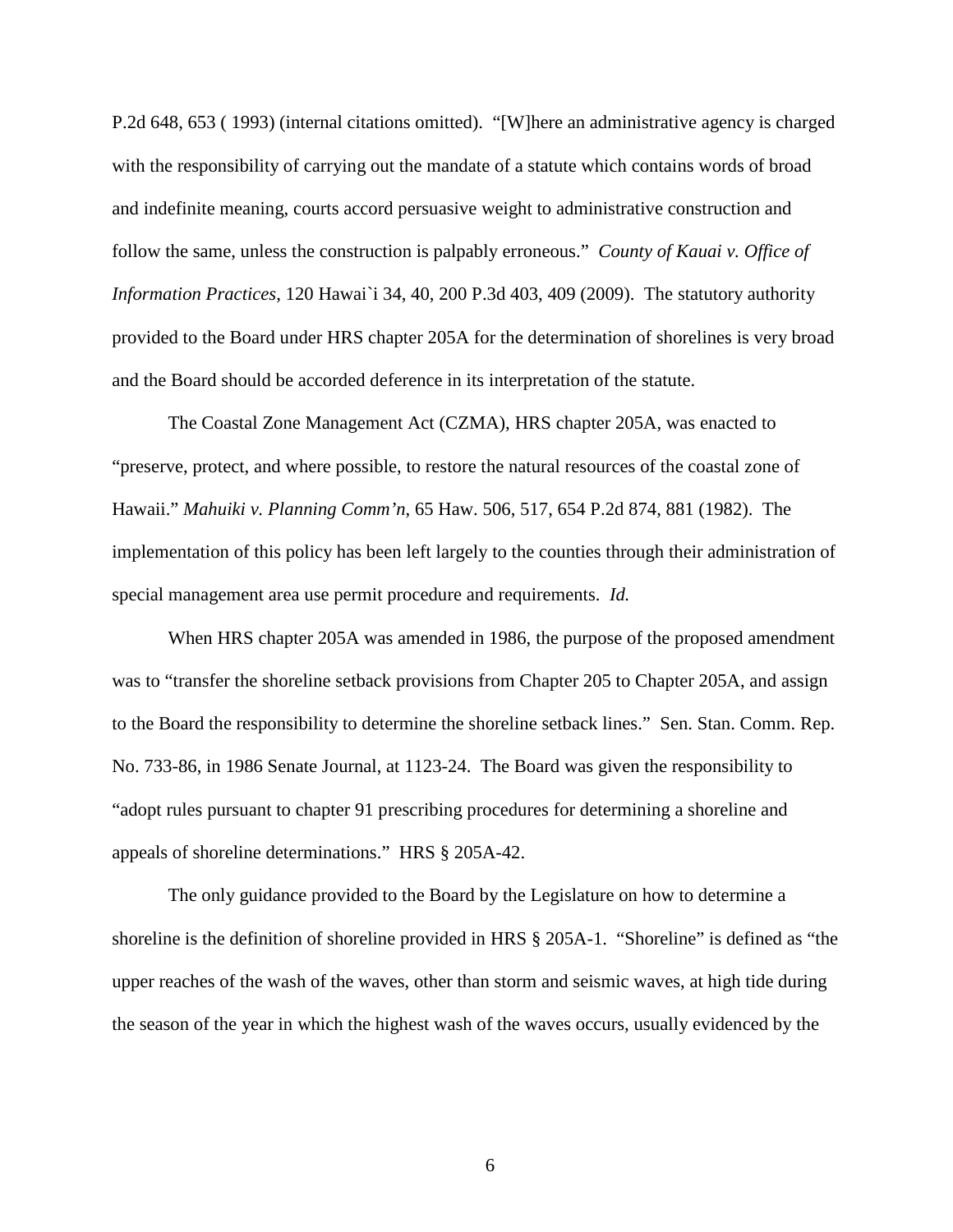P.2d 648, 653 ( 1993) (internal citations omitted). "[W]here an administrative agency is charged with the responsibility of carrying out the mandate of a statute which contains words of broad and indefinite meaning, courts accord persuasive weight to administrative construction and follow the same, unless the construction is palpably erroneous." *County of Kauai v. Office of Information Practices*, 120 Hawai`i 34, 40, 200 P.3d 403, 409 (2009). The statutory authority provided to the Board under HRS chapter 205A for the determination of shorelines is very broad and the Board should be accorded deference in its interpretation of the statute.

The Coastal Zone Management Act (CZMA), HRS chapter 205A, was enacted to "preserve, protect, and where possible, to restore the natural resources of the coastal zone of Hawaii." *Mahuiki v. Planning Comm'n*, 65 Haw. 506, 517, 654 P.2d 874, 881 (1982). The implementation of this policy has been left largely to the counties through their administration of special management area use permit procedure and requirements. *Id.*

When HRS chapter 205A was amended in 1986, the purpose of the proposed amendment was to "transfer the shoreline setback provisions from Chapter 205 to Chapter 205A, and assign to the Board the responsibility to determine the shoreline setback lines." Sen. Stan. Comm. Rep. No. 733-86, in 1986 Senate Journal, at 1123-24. The Board was given the responsibility to "adopt rules pursuant to chapter 91 prescribing procedures for determining a shoreline and appeals of shoreline determinations." HRS § 205A-42.

The only guidance provided to the Board by the Legislature on how to determine a shoreline is the definition of shoreline provided in HRS § 205A-1. "Shoreline" is defined as "the upper reaches of the wash of the waves, other than storm and seismic waves, at high tide during the season of the year in which the highest wash of the waves occurs, usually evidenced by the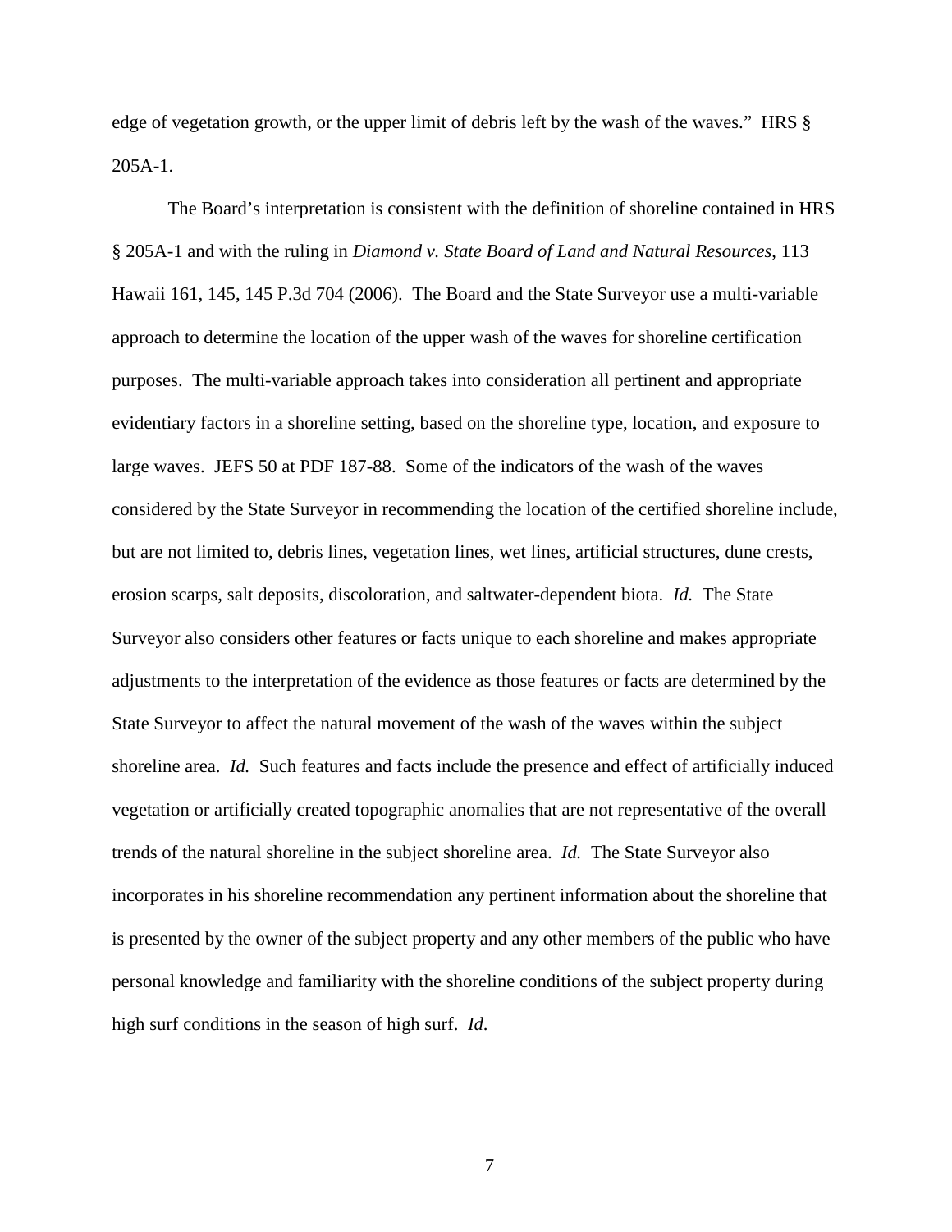edge of vegetation growth, or the upper limit of debris left by the wash of the waves." HRS § 205A-1.

The Board's interpretation is consistent with the definition of shoreline contained in HRS § 205A-1 and with the ruling in *Diamond v. State Board of Land and Natural Resources*, 113 Hawaii 161, 145, 145 P.3d 704 (2006). The Board and the State Surveyor use a multi-variable approach to determine the location of the upper wash of the waves for shoreline certification purposes. The multi-variable approach takes into consideration all pertinent and appropriate evidentiary factors in a shoreline setting, based on the shoreline type, location, and exposure to large waves. JEFS 50 at PDF 187-88. Some of the indicators of the wash of the waves considered by the State Surveyor in recommending the location of the certified shoreline include, but are not limited to, debris lines, vegetation lines, wet lines, artificial structures, dune crests, erosion scarps, salt deposits, discoloration, and saltwater-dependent biota. *Id.* The State Surveyor also considers other features or facts unique to each shoreline and makes appropriate adjustments to the interpretation of the evidence as those features or facts are determined by the State Surveyor to affect the natural movement of the wash of the waves within the subject shoreline area. *Id.* Such features and facts include the presence and effect of artificially induced vegetation or artificially created topographic anomalies that are not representative of the overall trends of the natural shoreline in the subject shoreline area. *Id.* The State Surveyor also incorporates in his shoreline recommendation any pertinent information about the shoreline that is presented by the owner of the subject property and any other members of the public who have personal knowledge and familiarity with the shoreline conditions of the subject property during high surf conditions in the season of high surf. *Id*.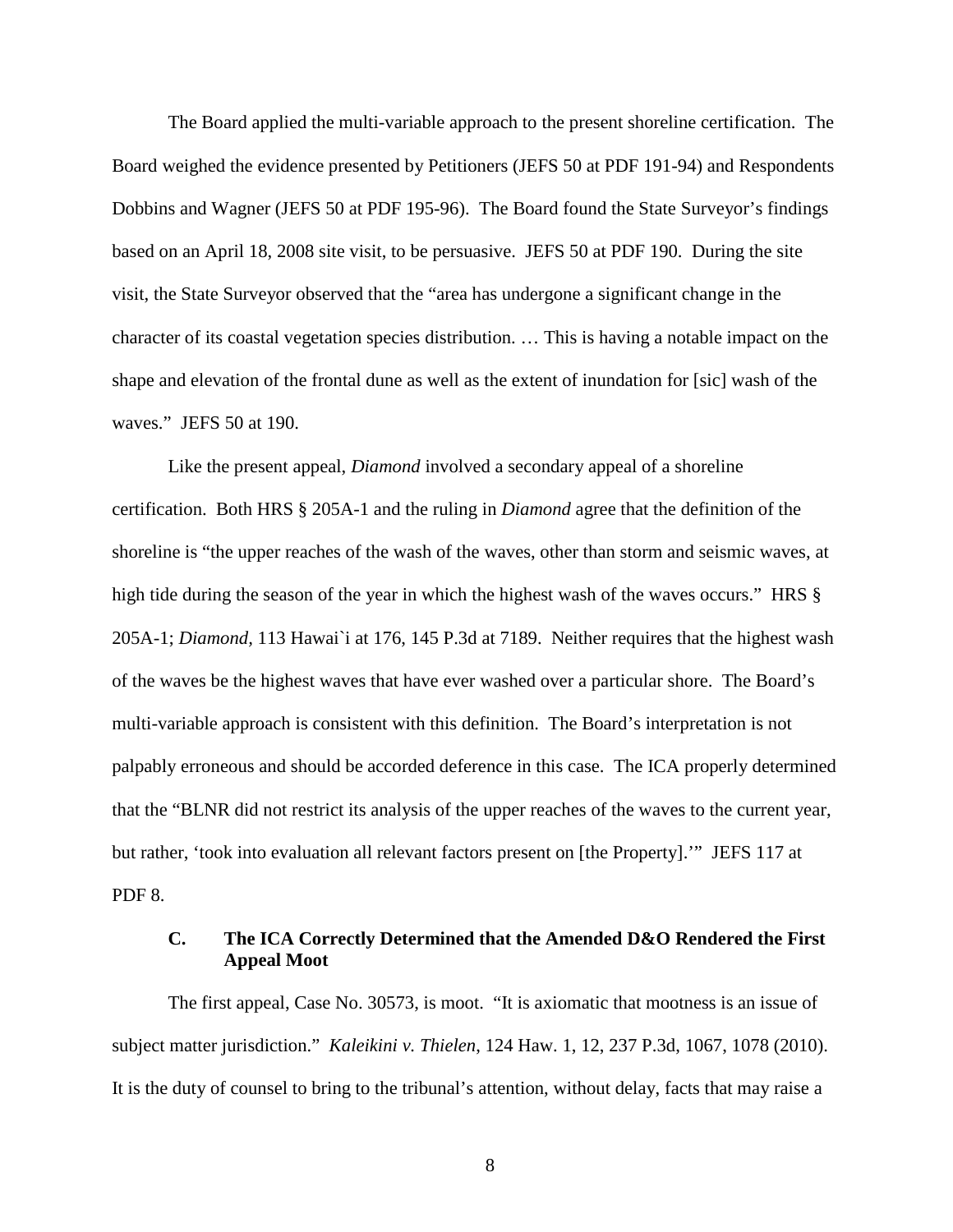The Board applied the multi-variable approach to the present shoreline certification. The Board weighed the evidence presented by Petitioners (JEFS 50 at PDF 191-94) and Respondents Dobbins and Wagner (JEFS 50 at PDF 195-96). The Board found the State Surveyor's findings based on an April 18, 2008 site visit, to be persuasive. JEFS 50 at PDF 190. During the site visit, the State Surveyor observed that the "area has undergone a significant change in the character of its coastal vegetation species distribution. … This is having a notable impact on the shape and elevation of the frontal dune as well as the extent of inundation for [sic] wash of the waves." JEFS 50 at 190.

Like the present appeal, *Diamond* involved a secondary appeal of a shoreline certification. Both HRS § 205A-1 and the ruling in *Diamond* agree that the definition of the shoreline is "the upper reaches of the wash of the waves, other than storm and seismic waves, at high tide during the season of the year in which the highest wash of the waves occurs." HRS § 205A-1; *Diamond*, 113 Hawai`i at 176, 145 P.3d at 7189. Neither requires that the highest wash of the waves be the highest waves that have ever washed over a particular shore. The Board's multi-variable approach is consistent with this definition. The Board's interpretation is not palpably erroneous and should be accorded deference in this case. The ICA properly determined that the "BLNR did not restrict its analysis of the upper reaches of the waves to the current year, but rather, 'took into evaluation all relevant factors present on [the Property].'" JEFS 117 at PDF 8.

### C. The ICA Correctly Determined that the Amended D&O Rendered the First Appeal Moot

The first appeal, Case No. 30573, is moot. "It is axiomatic that mootness is an issue of subject matter jurisdiction." *Kaleikini v. Thielen*, 124 Haw. 1, 12, 237 P.3d, 1067, 1078 (2010). It is the duty of counsel to bring to the tribunal's attention, without delay, facts that may raise a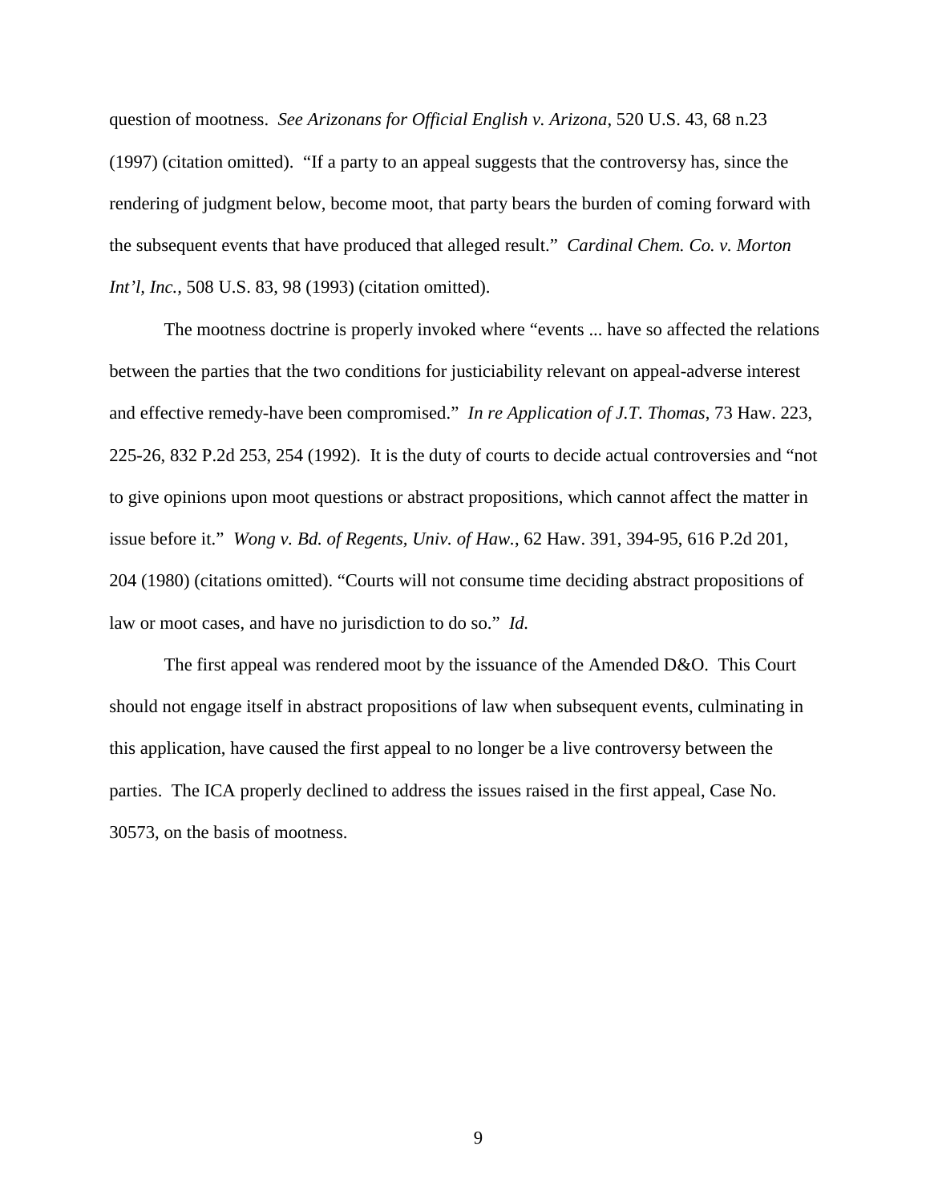question of mootness. *See Arizonans for Official English v. Arizona*, 520 U.S. 43, 68 n.23 (1997) (citation omitted). "If a party to an appeal suggests that the controversy has, since the rendering of judgment below, become moot, that party bears the burden of coming forward with the subsequent events that have produced that alleged result." *Cardinal Chem. Co. v. Morton Int'l, Inc.*, 508 U.S. 83, 98 (1993) (citation omitted).

The mootness doctrine is properly invoked where "events ... have so affected the relations between the parties that the two conditions for justiciability relevant on appeal-adverse interest and effective remedy-have been compromised." *In re Application of J.T. Thomas*, 73 Haw. 223, 225-26, 832 P.2d 253, 254 (1992). It is the duty of courts to decide actual controversies and "not to give opinions upon moot questions or abstract propositions, which cannot affect the matter in issue before it." *Wong v. Bd. of Regents, Univ. of Haw.*, 62 Haw. 391, 394-95, 616 P.2d 201, 204 (1980) (citations omitted). "Courts will not consume time deciding abstract propositions of law or moot cases, and have no jurisdiction to do so." *Id.*

The first appeal was rendered moot by the issuance of the Amended D&O. This Court should not engage itself in abstract propositions of law when subsequent events, culminating in this application, have caused the first appeal to no longer be a live controversy between the parties. The ICA properly declined to address the issues raised in the first appeal, Case No. 30573, on the basis of mootness.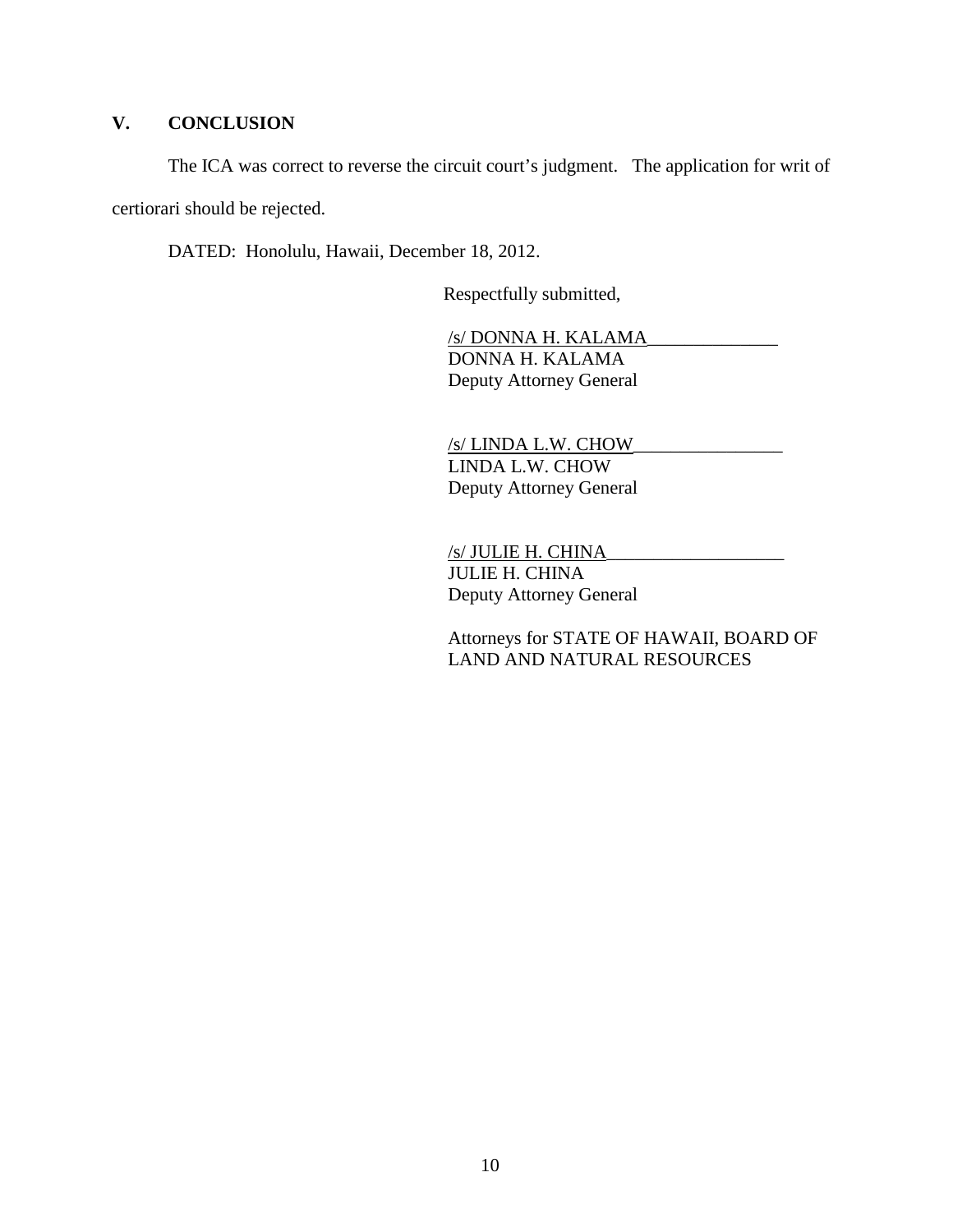## V. CONCLUSION

The ICA was correct to reverse the circuit court's judgment. The application for writ of certiorari should be rejected.

DATED: Honolulu, Hawaii, December 18, 2012.

Respectfully submitted,

/s/ DONNA H. KALAMA
DONNA H. KALAMA
Deputy Attorney General

/s/ LINDA L.W. CHOW
LINDA L.W. CHOW
Deputy Attorney General

/s/ JULIE H. CHINA
JULIE H. CHINA
Deputy Attorney General

Attorneys for STATE OF HAWAII, BOARD OF LAND AND NATURAL RESOURCES